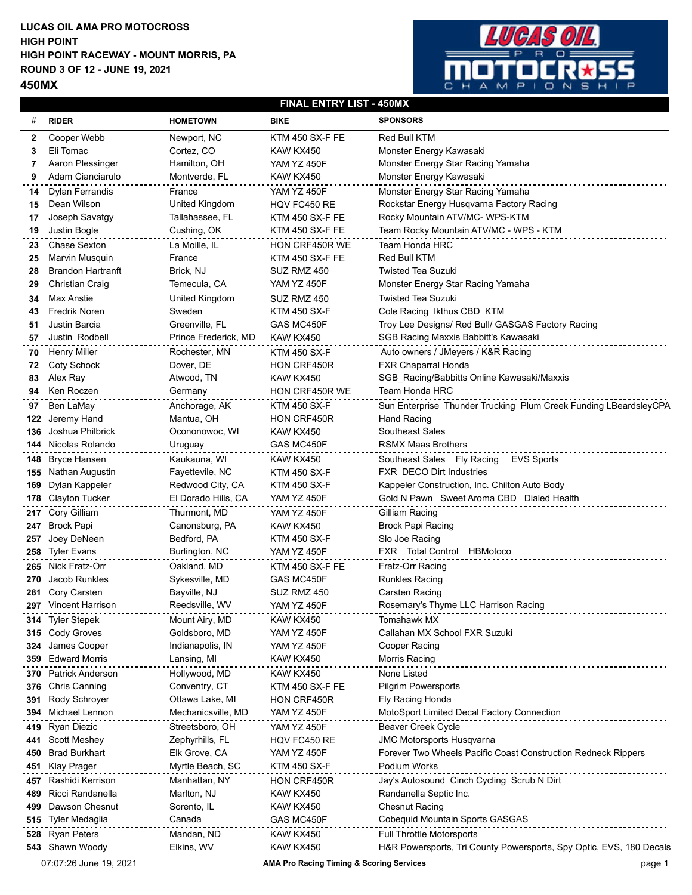**LUCAS OIL AMA PRO MOTOCROSS**
**HIGH POINT**
**HIGH POINT RACEWAY - MOUNT MORRIS, PA**
**ROUND 3 OF 12 - JUNE 19, 2021**

## 450MX

### FINAL ENTRY LIST - 450MX

| # | RIDER | HOMETOWN | BIKE | SPONSORS |
|---|---|---|---|---|
| 2 | Cooper Webb | Newport, NC | KTM 450 SX-F FE | Red Bull KTM |
| 3 | Eli Tomac | Cortez, CO | KAW KX450 | Monster Energy Kawasaki |
| 7 | Aaron Plessinger | Hamilton, OH | YAM YZ 450F | Monster Energy Star Racing Yamaha |
| 9 | Adam Cianciarulo | Montverde, FL | KAW KX450 | Monster Energy Kawasaki |
| 14 | Dylan Ferrandis | France | YAM YZ 450F | Monster Energy Star Racing Yamaha |
| 15 | Dean Wilson | United Kingdom | HQV FC450 RE | Rockstar Energy Husqvarna Factory Racing |
| 17 | Joseph Savatgy | Tallahassee, FL | KTM 450 SX-F FE | Rocky Mountain ATV/MC- WPS-KTM |
| 19 | Justin Bogle | Cushing, OK | KTM 450 SX-F FE | Team Rocky Mountain ATV/MC - WPS - KTM |
| 23 | Chase Sexton | La Moille, IL | HON CRF450R WE | Team Honda HRC |
| 25 | Marvin Musquin | France | KTM 450 SX-F FE | Red Bull KTM |
| 28 | Brandon Hartranft | Brick, NJ | SUZ RMZ 450 | Twisted Tea Suzuki |
| 29 | Christian Craig | Temecula, CA | YAM YZ 450F | Monster Energy Star Racing Yamaha |
| 34 | Max Anstie | United Kingdom | SUZ RMZ 450 | Twisted Tea Suzuki |
| 43 | Fredrik Noren | Sweden | KTM 450 SX-F | Cole Racing Ikthus CBD KTM |
| 51 | Justin Barcia | Greenville, FL | GAS MC450F | Troy Lee Designs/ Red Bull/ GASGAS Factory Racing |
| 57 | Justin Rodbell | Prince Frederick, MD | KAW KX450 | SGB Racing Maxxis Babbitt's Kawasaki |
| 70 | Henry Miller | Rochester, MN | KTM 450 SX-F | Auto owners / JMeyers / K&R Racing |
| 72 | Coty Schock | Dover, DE | HON CRF450R | FXR Chaparral Honda |
| 83 | Alex Ray | Atwood, TN | KAW KX450 | SGB_Racing/Babbitts Online Kawasaki/Maxxis |
| 94 | Ken Roczen | Germany | HON CRF450R WE | Team Honda HRC |
| 97 | Ben LaMay | Anchorage, AK | KTM 450 SX-F | Sun Enterprise Thunder Trucking Plum Creek Funding LBeardsleyCPA |
| 122 | Jeremy Hand | Mantua, OH | HON CRF450R | Hand Racing |
| 136 | Joshua Philbrick | Ocononowoc, WI | KAW KX450 | Southeast Sales |
| 144 | Nicolas Rolando | Uruguay | GAS MC450F | RSMX Maas Brothers |
| 148 | Bryce Hansen | Kaukauna, WI | KAW KX450 | Southeast Sales Fly Racing EVS Sports |
| 155 | Nathan Augustin | Fayetteville, NC | KTM 450 SX-F | FXR DECO Dirt Industries |
| 169 | Dylan Kappeler | Redwood City, CA | KTM 450 SX-F | Kappeler Construction, Inc. Chilton Auto Body |
| 178 | Clayton Tucker | El Dorado Hills, CA | YAM YZ 450F | Gold N Pawn Sweet Aroma CBD Dialed Health |
| 217 | Cory Gilliam | Thurmont, MD | YAM YZ 450F | Gilliam Racing |
| 247 | Brock Papi | Canonsburg, PA | KAW KX450 | Brock Papi Racing |
| 257 | Joey DeNeen | Bedford, PA | KTM 450 SX-F | Slo Joe Racing |
| 258 | Tyler Evans | Burlington, NC | YAM YZ 450F | FXR Total Control HBMotoco |
| 265 | Nick Fratz-Orr | Oakland, MD | KTM 450 SX-F FE | Fratz-Orr Racing |
| 270 | Jacob Runkles | Sykesville, MD | GAS MC450F | Runkles Racing |
| 281 | Cory Carsten | Bayville, NJ | SUZ RMZ 450 | Carsten Racing |
| 297 | Vincent Harrison | Reedsville, WV | YAM YZ 450F | Rosemary's Thyme LLC Harrison Racing |
| 314 | Tyler Stepek | Mount Airy, MD | KAW KX450 | Tomahawk MX |
| 315 | Cody Groves | Goldsboro, MD | YAM YZ 450F | Callahan MX School FXR Suzuki |
| 324 | James Cooper | Indianapolis, IN | YAM YZ 450F | Cooper Racing |
| 359 | Edward Morris | Lansing, MI | KAW KX450 | Morris Racing |
| 370 | Patrick Anderson | Hollywood, MD | KAW KX450 | None Listed |
| 376 | Chris Canning | Conventry, CT | KTM 450 SX-F FE | Pilgrim Powersports |
| 391 | Rody Schroyer | Ottawa Lake, MI | HON CRF450R | Fly Racing Honda |
| 394 | Michael Lennon | Mechanicsville, MD | YAM YZ 450F | MotoSport Limited Decal Factory Connection |
| 419 | Ryan Diezic | Streetsboro, OH | YAM YZ 450F | Beaver Creek Cycle |
| 441 | Scott Meshey | Zephyrhills, FL | HQV FC450 RE | JMC Motorsports Husqvarna |
| 450 | Brad Burkhart | Elk Grove, CA | YAM YZ 450F | Forever Two Wheels Pacific Coast Construction Redneck Rippers |
| 451 | Klay Prager | Myrtle Beach, SC | KTM 450 SX-F | Podium Works |
| 457 | Rashidi Kerrison | Manhattan, NY | HON CRF450R | Jay's Autosound Cinch Cycling Scrub N Dirt |
| 489 | Ricci Randanella | Marlton, NJ | KAW KX450 | Randanella Septic Inc. |
| 499 | Dawson Chesnut | Sorento, IL | KAW KX450 | Chesnut Racing |
| 515 | Tyler Medaglia | Canada | GAS MC450F | Cobequid Mountain Sports GASGAS |
| 528 | Ryan Peters | Mandan, ND | KAW KX450 | Full Throttle Motorsports |
| 543 | Shawn Woody | Elkins, WV | KAW KX450 | H&R Powersports, Tri County Powersports, Spy Optic, EVS, 180 Decals |

07:07:26 June 19, 2021 — AMA Pro Racing Timing & Scoring Services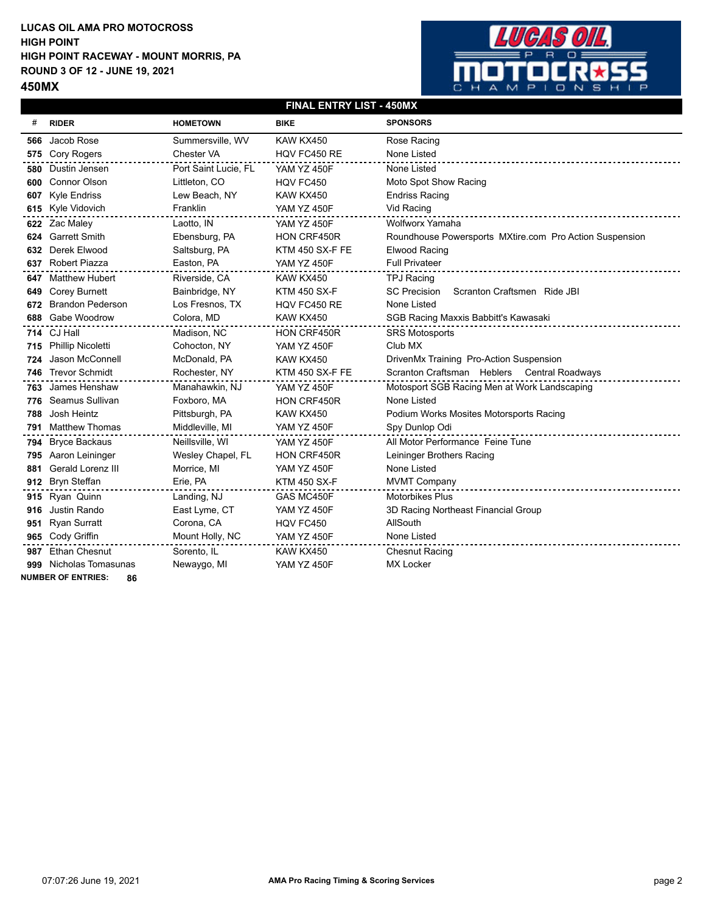**LUCAS OIL AMA PRO MOTOCROSS**
**HIGH POINT**
**HIGH POINT RACEWAY - MOUNT MORRIS, PA**
**ROUND 3 OF 12 - JUNE 19, 2021**
**450MX**

**FINAL ENTRY LIST - 450MX**

| # | RIDER | HOMETOWN | BIKE | SPONSORS |
|---|---|---|---|---|
| 566 | Jacob Rose | Summersville, WV | KAW KX450 | Rose Racing |
| 575 | Cory Rogers | Chester VA | HQV FC450 RE | None Listed |
| 580 | Dustin Jensen | Port Saint Lucie, FL | YAM YZ 450F | None Listed |
| 600 | Connor Olson | Littleton, CO | HQV FC450 | Moto Spot Show Racing |
| 607 | Kyle Endriss | Lew Beach, NY | KAW KX450 | Endriss Racing |
| 615 | Kyle Vidovich | Franklin | YAM YZ 450F | Vid Racing |
| 622 | Zac Maley | Laotto, IN | YAM YZ 450F | Wolfworx Yamaha |
| 624 | Garrett Smith | Ebensburg, PA | HON CRF450R | Roundhouse Powersports MXtire.com Pro Action Suspension |
| 632 | Derek Elwood | Saltsburg, PA | KTM 450 SX-F FE | Elwood Racing |
| 637 | Robert Piazza | Easton, PA | YAM YZ 450F | Full Privateer |
| 647 | Matthew Hubert | Riverside, CA | KAW KX450 | TPJ Racing |
| 649 | Corey Burnett | Bainbridge, NY | KTM 450 SX-F | SC Precision Scranton Craftsmen Ride JBI |
| 672 | Brandon Pederson | Los Fresnos, TX | HQV FC450 RE | None Listed |
| 688 | Gabe Woodrow | Colora, MD | KAW KX450 | SGB Racing Maxxis Babbitt's Kawasaki |
| 714 | CJ Hall | Madison, NC | HON CRF450R | SRS Motosports |
| 715 | Phillip Nicoletti | Cohocton, NY | YAM YZ 450F | Club MX |
| 724 | Jason McConnell | McDonald, PA | KAW KX450 | DrivenMx Training Pro-Action Suspension |
| 746 | Trevor Schmidt | Rochester, NY | KTM 450 SX-F FE | Scranton Craftsman Heblers Central Roadways |
| 763 | James Henshaw | Manahawkin, NJ | YAM YZ 450F | Motosport SGB Racing Men at Work Landscaping |
| 776 | Seamus Sullivan | Foxboro, MA | HON CRF450R | None Listed |
| 788 | Josh Heintz | Pittsburgh, PA | KAW KX450 | Podium Works Mosites Motorsports Racing |
| 791 | Matthew Thomas | Middleville, MI | YAM YZ 450F | Spy Dunlop Odi |
| 794 | Bryce Backaus | Neillsville, WI | YAM YZ 450F | All Motor Performance Feine Tune |
| 795 | Aaron Leininger | Wesley Chapel, FL | HON CRF450R | Leininger Brothers Racing |
| 881 | Gerald Lorenz III | Morrice, MI | YAM YZ 450F | None Listed |
| 912 | Bryn Steffan | Erie, PA | KTM 450 SX-F | MVMT Company |
| 915 | Ryan Quinn | Landing, NJ | GAS MC450F | Motorbikes Plus |
| 916 | Justin Rando | East Lyme, CT | YAM YZ 450F | 3D Racing Northeast Financial Group |
| 951 | Ryan Surratt | Corona, CA | HQV FC450 | AllSouth |
| 965 | Cody Griffin | Mount Holly, NC | YAM YZ 450F | None Listed |
| 987 | Ethan Chesnut | Sorento, IL | KAW KX450 | Chesnut Racing |
| 999 | Nicholas Tomasunas | Newaygo, MI | YAM YZ 450F | MX Locker |

**NUMBER OF ENTRIES:** **86**

07:07:26 June 19, 2021 — **AMA Pro Racing Timing & Scoring Services**